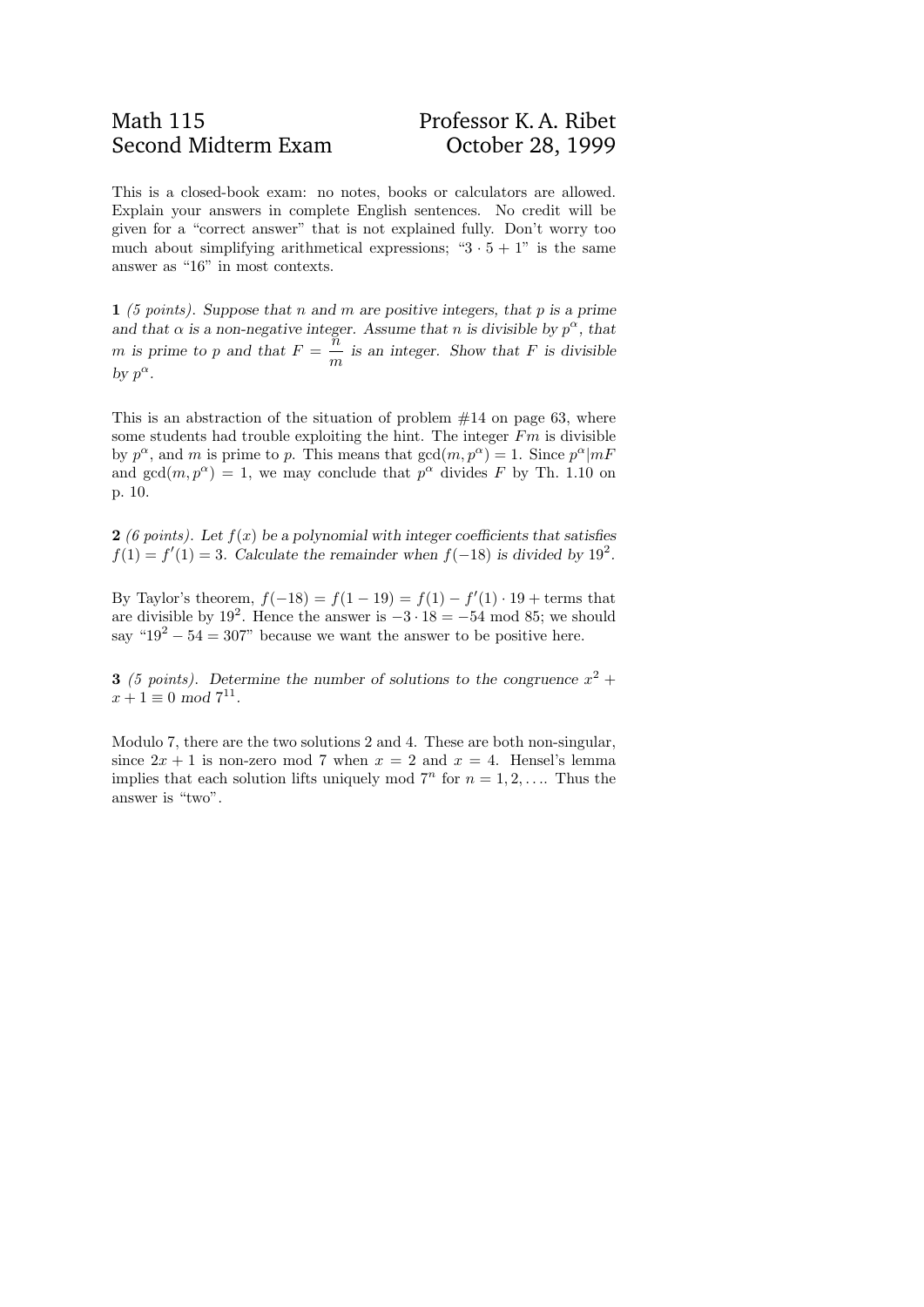Math 115 Professor K. A. Ribet
Second Midterm Exam October 28, 1999

This is a closed-book exam: no notes, books or calculators are allowed. Explain your answers in complete English sentences. No credit will be given for a "correct answer" that is not explained fully. Don't worry too much about simplifying arithmetical expressions; "$3 \cdot 5 + 1$" is the same answer as "16" in most contexts.

**1** *(5 points). Suppose that $n$ and $m$ are positive integers, that $p$ is a prime and that $\alpha$ is a non-negative integer. Assume that $n$ is divisible by $p^\alpha$, that $m$ is prime to $p$ and that $F = \dfrac{n}{m}$ is an integer. Show that $F$ is divisible by $p^\alpha$.*

This is an abstraction of the situation of problem #14 on page 63, where some students had trouble exploiting the hint. The integer $Fm$ is divisible by $p^\alpha$, and $m$ is prime to $p$. This means that $\gcd(m, p^\alpha) = 1$. Since $p^\alpha | mF$ and $\gcd(m, p^\alpha) = 1$, we may conclude that $p^\alpha$ divides $F$ by Th. 1.10 on p. 10.

**2** *(6 points). Let $f(x)$ be a polynomial with integer coefficients that satisfies $f(1) = f'(1) = 3$. Calculate the remainder when $f(-18)$ is divided by $19^2$.*

By Taylor's theorem, $f(-18) = f(1 - 19) = f(1) - f'(1) \cdot 19 +$ terms that are divisible by $19^2$. Hence the answer is $-3 \cdot 18 = -54$ mod 85; we should say "$19^2 - 54 = 307$" because we want the answer to be positive here.

**3** *(5 points). Determine the number of solutions to the congruence $x^2 + x + 1 \equiv 0 \text{ mod } 7^{11}$.*

Modulo 7, there are the two solutions 2 and 4. These are both non-singular, since $2x + 1$ is non-zero mod 7 when $x = 2$ and $x = 4$. Hensel's lemma implies that each solution lifts uniquely mod $7^n$ for $n = 1, 2, \ldots$. Thus the answer is "two".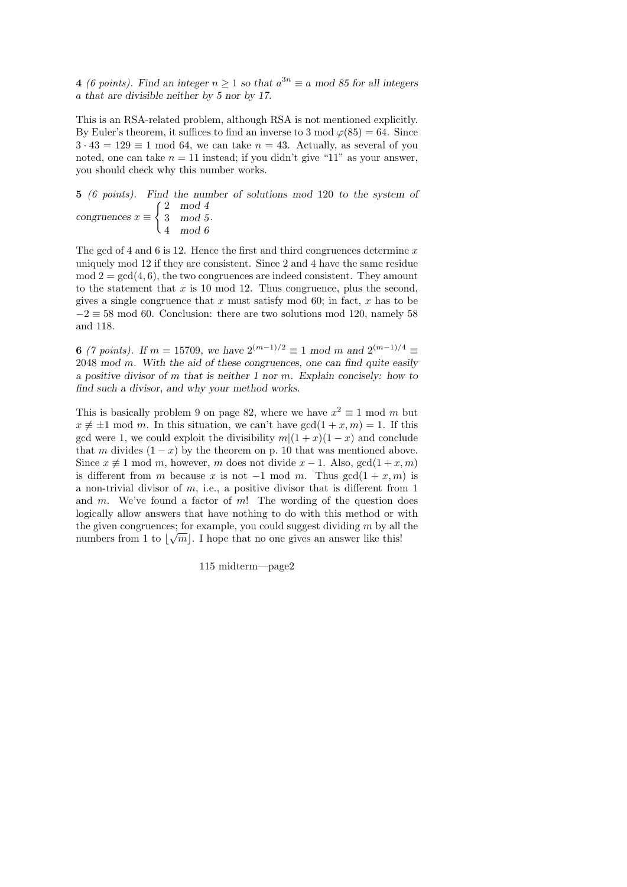**4** *(6 points). Find an integer $n \geq 1$ so that $a^{3n} \equiv a \bmod 85$ for all integers $a$ that are divisible neither by 5 nor by 17.*

This is an RSA-related problem, although RSA is not mentioned explicitly. By Euler's theorem, it suffices to find an inverse to 3 mod $\varphi(85) = 64$. Since $3 \cdot 43 = 129 \equiv 1 \bmod 64$, we can take $n = 43$. Actually, as several of you noted, one can take $n = 11$ instead; if you didn't give "11" as your answer, you should check why this number works.

**5** *(6 points). Find the number of solutions mod 120 to the system of congruences* $x \equiv \begin{cases} 2 & \text{mod } 4 \\ 3 & \text{mod } 5 \\ 4 & \text{mod } 6 \end{cases}$.

The gcd of 4 and 6 is 12. Hence the first and third congruences determine $x$ uniquely mod 12 if they are consistent. Since 2 and 4 have the same residue mod $2 = \gcd(4, 6)$, the two congruences are indeed consistent. They amount to the statement that $x$ is 10 mod 12. Thus congruence, plus the second, gives a single congruence that $x$ must satisfy mod 60; in fact, $x$ has to be $-2 \equiv 58$ mod 60. Conclusion: there are two solutions mod 120, namely 58 and 118.

**6** *(7 points). If $m = 15709$, we have $2^{(m-1)/2} \equiv 1 \bmod m$ and $2^{(m-1)/4} \equiv 2048 \bmod m$. With the aid of these congruences, one can find quite easily a positive divisor of $m$ that is neither 1 nor $m$. Explain concisely: how to find such a divisor, and why your method works.*

This is basically problem 9 on page 82, where we have $x^2 \equiv 1 \bmod m$ but $x \not\equiv \pm 1 \bmod m$. In this situation, we can't have $\gcd(1 + x, m) = 1$. If this gcd were 1, we could exploit the divisibility $m | (1 + x)(1 - x)$ and conclude that $m$ divides $(1 - x)$ by the theorem on p. 10 that was mentioned above. Since $x \not\equiv 1 \bmod m$, however, $m$ does not divide $x - 1$. Also, $\gcd(1 + x, m)$ is different from $m$ because $x$ is not $-1$ mod $m$. Thus $\gcd(1 + x, m)$ is a non-trivial divisor of $m$, i.e., a positive divisor that is different from 1 and $m$. We've found a factor of $m$! The wording of the question does logically allow answers that have nothing to do with this method or with the given congruences; for example, you could suggest dividing $m$ by all the numbers from 1 to $\lfloor \sqrt{m} \rfloor$. I hope that no one gives an answer like this!

115 midterm—page2